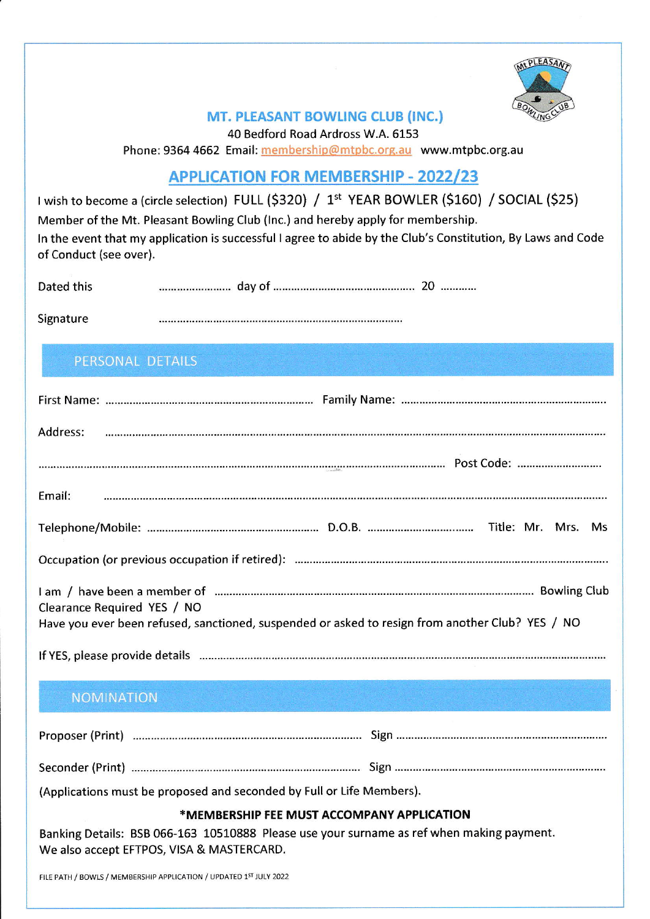# MT. PLEASANT BOWLING CLUB (INC.)

40 Bedford Road Ardross W.A. 6153

Phone: 9364 4662 Email: membership@mtpbc.org.au www.mtpbc.org.au

## APPLICATION FOR MEMBERSHIP - 2022/23

I wish to become a (circle selection) FULL ($320) / 1st YEAR BOWLER ($160) / SOCIAL ($25)
Member of the Mt. Pleasant Bowling Club (Inc.) and hereby apply for membership.
In the event that my application is successful I agree to abide by the Club's Constitution, By Laws and Code of Conduct (see over).

Dated this ...................... day of ........................................... 20 ...........

Signature ..............................................................................

## PERSONAL DETAILS

First Name: .................................................................. Family Name: ..................................................................

Address: ........................................................................................................................................................

........................................................................................................................ Post Code: ..........................

Email: ........................................................................................................................................................

Telephone/Mobile: ..................................................... D.O.B. ................................. Title: Mr. Mrs. Ms

Occupation (or previous occupation if retired): ..........................................................................................

I am / have been a member of ........................................................................................ Bowling Club
Clearance Required YES / NO
Have you ever been refused, sanctioned, suspended or asked to resign from another Club? YES / NO

If YES, please provide details ........................................................................................................................

## NOMINATION

Proposer (Print) ......................................................................... Sign ...................................................................

Seconder (Print) ......................................................................... Sign ...................................................................

(Applications must be proposed and seconded by Full or Life Members).

**\*MEMBERSHIP FEE MUST ACCOMPANY APPLICATION**

Banking Details: BSB 066-163 10510888 Please use your surname as ref when making payment.
We also accept EFTPOS, VISA & MASTERCARD.

FILE PATH / BOWLS / MEMBERSHIP APPLICATION / UPDATED 1ST JULY 2022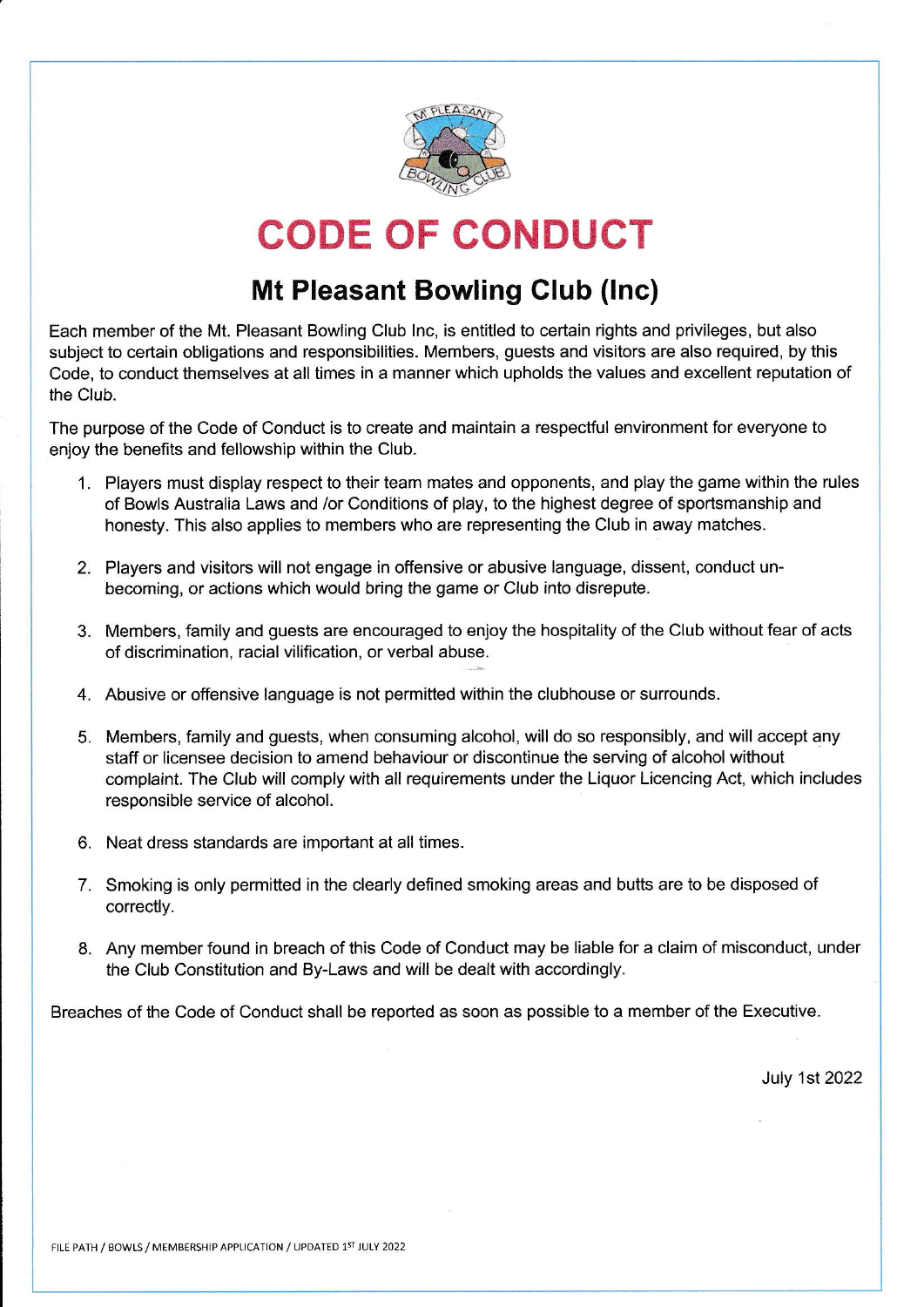# CODE OF CONDUCT

## Mt Pleasant Bowling Club (Inc)

Each member of the Mt. Pleasant Bowling Club Inc, is entitled to certain rights and privileges, but also subject to certain obligations and responsibilities. Members, guests and visitors are also required, by this Code, to conduct themselves at all times in a manner which upholds the values and excellent reputation of the Club.

The purpose of the Code of Conduct is to create and maintain a respectful environment for everyone to enjoy the benefits and fellowship within the Club.

1. Players must display respect to their team mates and opponents, and play the game within the rules of Bowls Australia Laws and /or Conditions of play, to the highest degree of sportsmanship and honesty. This also applies to members who are representing the Club in away matches.

2. Players and visitors will not engage in offensive or abusive language, dissent, conduct un-becoming, or actions which would bring the game or Club into disrepute.

3. Members, family and guests are encouraged to enjoy the hospitality of the Club without fear of acts of discrimination, racial vilification, or verbal abuse.

4. Abusive or offensive language is not permitted within the clubhouse or surrounds.

5. Members, family and guests, when consuming alcohol, will do so responsibly, and will accept any staff or licensee decision to amend behaviour or discontinue the serving of alcohol without complaint. The Club will comply with all requirements under the Liquor Licencing Act, which includes responsible service of alcohol.

6. Neat dress standards are important at all times.

7. Smoking is only permitted in the clearly defined smoking areas and butts are to be disposed of correctly.

8. Any member found in breach of this Code of Conduct may be liable for a claim of misconduct, under the Club Constitution and By-Laws and will be dealt with accordingly.

Breaches of the Code of Conduct shall be reported as soon as possible to a member of the Executive.

July 1st 2022

FILE PATH / BOWLS / MEMBERSHIP APPLICATION / UPDATED 1ST JULY 2022